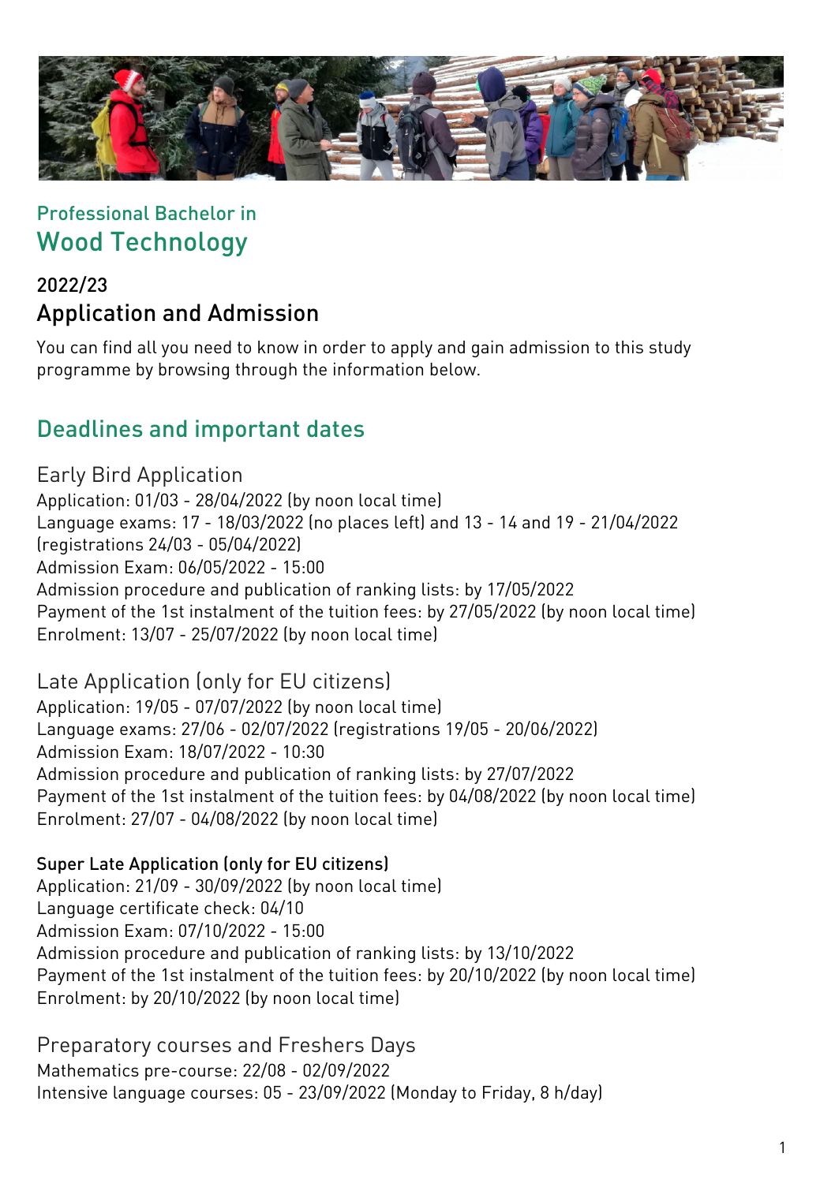Professional Bachelor in
# Wood Technology

## 2022/23
## Application and Admission

You can find all you need to know in order to apply and gain admission to this study programme by browsing through the information below.

## Deadlines and important dates

### Early Bird Application

Application: 01/03 - 28/04/2022 (by noon local time)
Language exams: 17 - 18/03/2022 (no places left) and 13 - 14 and 19 - 21/04/2022 (registrations 24/03 - 05/04/2022)
Admission Exam: 06/05/2022 - 15:00
Admission procedure and publication of ranking lists: by 17/05/2022
Payment of the 1st instalment of the tuition fees: by 27/05/2022 (by noon local time)
Enrolment: 13/07 - 25/07/2022 (by noon local time)

### Late Application (only for EU citizens)

Application: 19/05 - 07/07/2022 (by noon local time)
Language exams: 27/06 - 02/07/2022 (registrations 19/05 - 20/06/2022)
Admission Exam: 18/07/2022 - 10:30
Admission procedure and publication of ranking lists: by 27/07/2022
Payment of the 1st instalment of the tuition fees: by 04/08/2022 (by noon local time)
Enrolment: 27/07 - 04/08/2022 (by noon local time)

### Super Late Application (only for EU citizens)

Application: 21/09 - 30/09/2022 (by noon local time)
Language certificate check: 04/10
Admission Exam: 07/10/2022 - 15:00
Admission procedure and publication of ranking lists: by 13/10/2022
Payment of the 1st instalment of the tuition fees: by 20/10/2022 (by noon local time)
Enrolment: by 20/10/2022 (by noon local time)

### Preparatory courses and Freshers Days

Mathematics pre-course: 22/08 - 02/09/2022
Intensive language courses: 05 - 23/09/2022 (Monday to Friday, 8 h/day)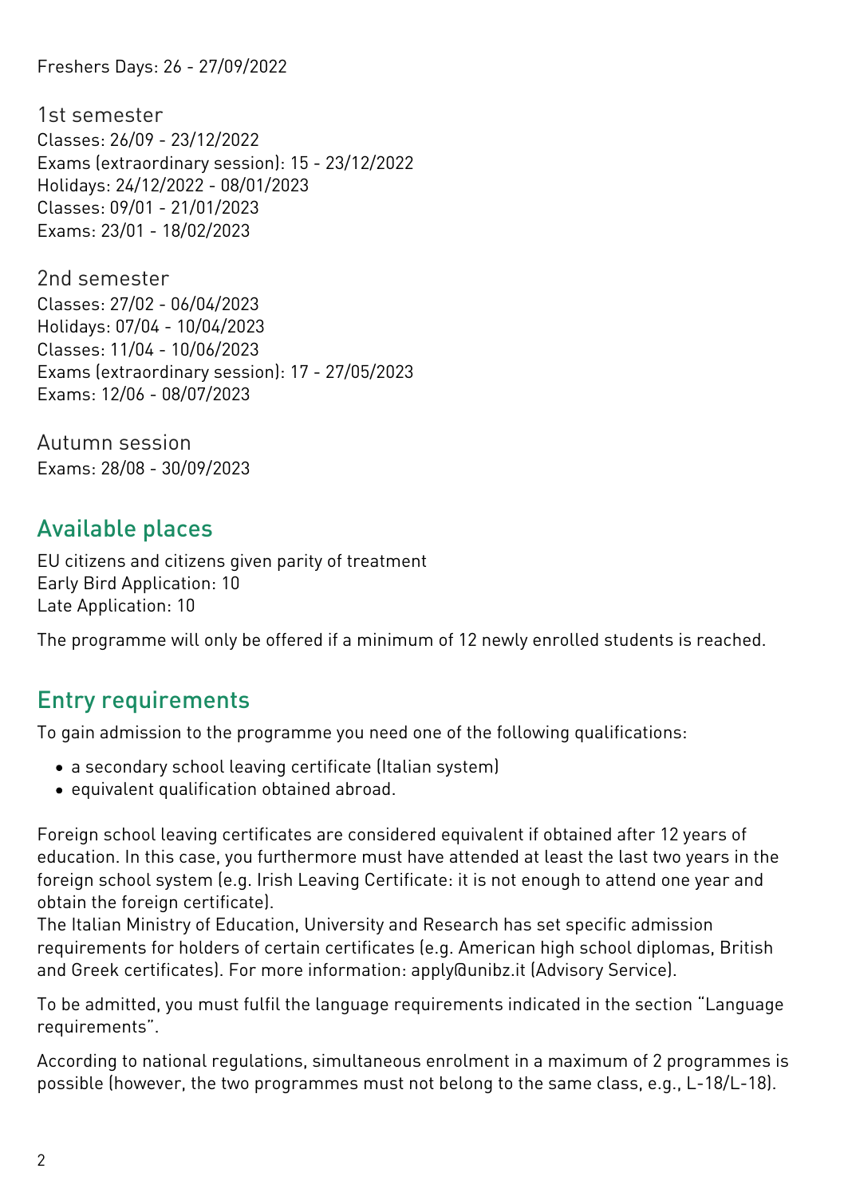Freshers Days: 26 - 27/09/2022

### 1st semester

Classes: 26/09 - 23/12/2022
Exams (extraordinary session): 15 - 23/12/2022
Holidays: 24/12/2022 - 08/01/2023
Classes: 09/01 - 21/01/2023
Exams: 23/01 - 18/02/2023

### 2nd semester

Classes: 27/02 - 06/04/2023
Holidays: 07/04 - 10/04/2023
Classes: 11/04 - 10/06/2023
Exams (extraordinary session): 17 - 27/05/2023
Exams: 12/06 - 08/07/2023

### Autumn session

Exams: 28/08 - 30/09/2023

## Available places

EU citizens and citizens given parity of treatment
Early Bird Application: 10
Late Application: 10

The programme will only be offered if a minimum of 12 newly enrolled students is reached.

## Entry requirements

To gain admission to the programme you need one of the following qualifications:

- a secondary school leaving certificate (Italian system)
- equivalent qualification obtained abroad.

Foreign school leaving certificates are considered equivalent if obtained after 12 years of education. In this case, you furthermore must have attended at least the last two years in the foreign school system (e.g. Irish Leaving Certificate: it is not enough to attend one year and obtain the foreign certificate).
The Italian Ministry of Education, University and Research has set specific admission requirements for holders of certain certificates (e.g. American high school diplomas, British and Greek certificates). For more information: apply@unibz.it (Advisory Service).

To be admitted, you must fulfil the language requirements indicated in the section "Language requirements".

According to national regulations, simultaneous enrolment in a maximum of 2 programmes is possible (however, the two programmes must not belong to the same class, e.g., L-18/L-18).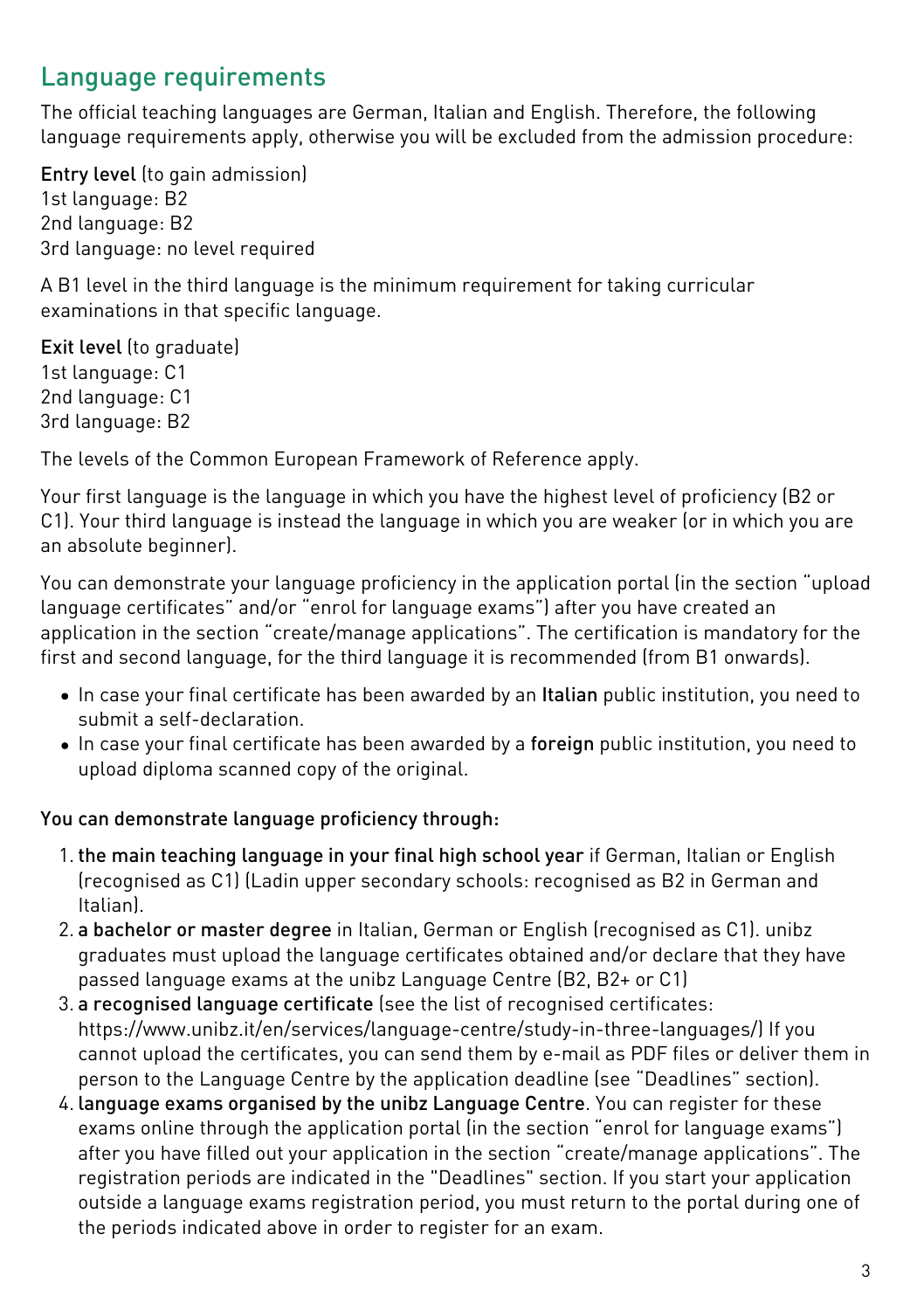## Language requirements

The official teaching languages are German, Italian and English. Therefore, the following language requirements apply, otherwise you will be excluded from the admission procedure:

**Entry level** (to gain admission)
1st language: B2
2nd language: B2
3rd language: no level required

A B1 level in the third language is the minimum requirement for taking curricular examinations in that specific language.

**Exit level** (to graduate)
1st language: C1
2nd language: C1
3rd language: B2

The levels of the Common European Framework of Reference apply.

Your first language is the language in which you have the highest level of proficiency (B2 or C1). Your third language is instead the language in which you are weaker (or in which you are an absolute beginner).

You can demonstrate your language proficiency in the application portal (in the section "upload language certificates" and/or "enrol for language exams") after you have created an application in the section "create/manage applications". The certification is mandatory for the first and second language, for the third language it is recommended (from B1 onwards).

- In case your final certificate has been awarded by an **Italian** public institution, you need to submit a self-declaration.
- In case your final certificate has been awarded by a **foreign** public institution, you need to upload diploma scanned copy of the original.

**You can demonstrate language proficiency through:**

1. **the main teaching language in your final high school year** if German, Italian or English (recognised as C1) (Ladin upper secondary schools: recognised as B2 in German and Italian).
2. **a bachelor or master degree** in Italian, German or English (recognised as C1). unibz graduates must upload the language certificates obtained and/or declare that they have passed language exams at the unibz Language Centre (B2, B2+ or C1)
3. **a recognised language certificate** (see the list of recognised certificates: https://www.unibz.it/en/services/language-centre/study-in-three-languages/) If you cannot upload the certificates, you can send them by e-mail as PDF files or deliver them in person to the Language Centre by the application deadline (see "Deadlines" section).
4. **language exams organised by the unibz Language Centre**. You can register for these exams online through the application portal (in the section "enrol for language exams") after you have filled out your application in the section "create/manage applications". The registration periods are indicated in the "Deadlines" section. If you start your application outside a language exams registration period, you must return to the portal during one of the periods indicated above in order to register for an exam.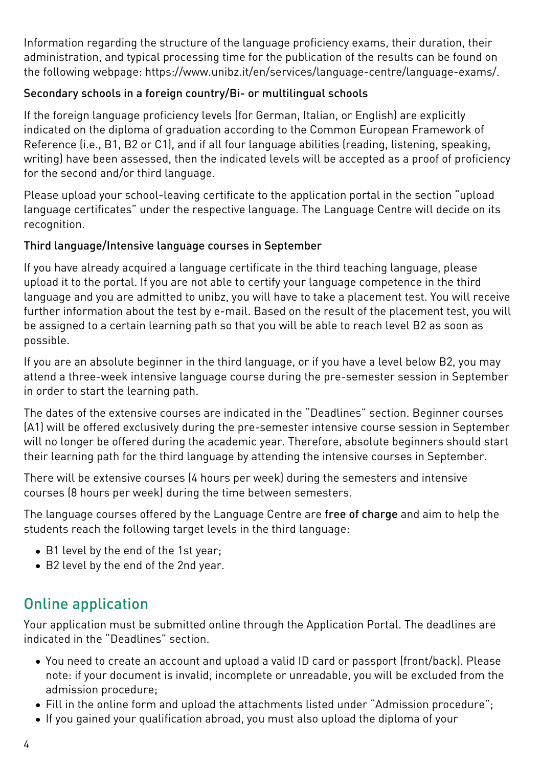Information regarding the structure of the language proficiency exams, their duration, their administration, and typical processing time for the publication of the results can be found on the following webpage: https://www.unibz.it/en/services/language-centre/language-exams/.

### Secondary schools in a foreign country/Bi- or multilingual schools

If the foreign language proficiency levels (for German, Italian, or English) are explicitly indicated on the diploma of graduation according to the Common European Framework of Reference (i.e., B1, B2 or C1), and if all four language abilities (reading, listening, speaking, writing) have been assessed, then the indicated levels will be accepted as a proof of proficiency for the second and/or third language.

Please upload your school-leaving certificate to the application portal in the section "upload language certificates" under the respective language. The Language Centre will decide on its recognition.

### Third language/Intensive language courses in September

If you have already acquired a language certificate in the third teaching language, please upload it to the portal. If you are not able to certify your language competence in the third language and you are admitted to unibz, you will have to take a placement test. You will receive further information about the test by e-mail. Based on the result of the placement test, you will be assigned to a certain learning path so that you will be able to reach level B2 as soon as possible.

If you are an absolute beginner in the third language, or if you have a level below B2, you may attend a three-week intensive language course during the pre-semester session in September in order to start the learning path.

The dates of the extensive courses are indicated in the "Deadlines" section. Beginner courses (A1) will be offered exclusively during the pre-semester intensive course session in September will no longer be offered during the academic year. Therefore, absolute beginners should start their learning path for the third language by attending the intensive courses in September.

There will be extensive courses (4 hours per week) during the semesters and intensive courses (8 hours per week) during the time between semesters.

The language courses offered by the Language Centre are **free of charge** and aim to help the students reach the following target levels in the third language:

- B1 level by the end of the 1st year;
- B2 level by the end of the 2nd year.

## Online application

Your application must be submitted online through the Application Portal. The deadlines are indicated in the "Deadlines" section.

- You need to create an account and upload a valid ID card or passport (front/back). Please note: if your document is invalid, incomplete or unreadable, you will be excluded from the admission procedure;
- Fill in the online form and upload the attachments listed under "Admission procedure";
- If you gained your qualification abroad, you must also upload the diploma of your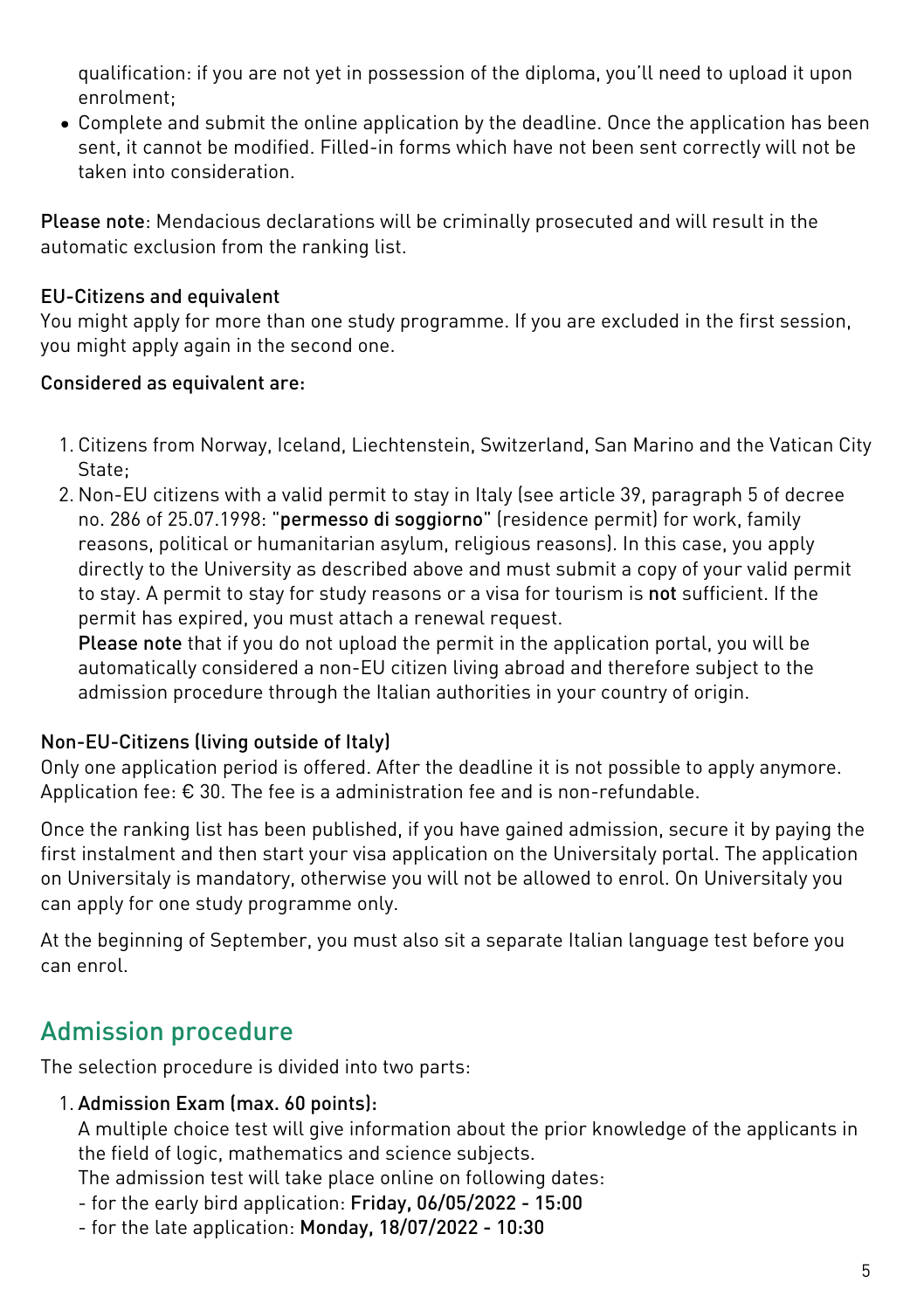qualification: if you are not yet in possession of the diploma, you'll need to upload it upon enrolment;
- Complete and submit the online application by the deadline. Once the application has been sent, it cannot be modified. Filled-in forms which have not been sent correctly will not be taken into consideration.

**Please note**: Mendacious declarations will be criminally prosecuted and will result in the automatic exclusion from the ranking list.

#### EU-Citizens and equivalent

You might apply for more than one study programme. If you are excluded in the first session, you might apply again in the second one.

#### Considered as equivalent are:

1. Citizens from Norway, Iceland, Liechtenstein, Switzerland, San Marino and the Vatican City State;
2. Non-EU citizens with a valid permit to stay in Italy (see article 39, paragraph 5 of decree no. 286 of 25.07.1998: "**permesso di soggiorno**" (residence permit) for work, family reasons, political or humanitarian asylum, religious reasons). In this case, you apply directly to the University as described above and must submit a copy of your valid permit to stay. A permit to stay for study reasons or a visa for tourism is **not** sufficient. If the permit has expired, you must attach a renewal request.
   **Please note** that if you do not upload the permit in the application portal, you will be automatically considered a non-EU citizen living abroad and therefore subject to the admission procedure through the Italian authorities in your country of origin.

#### Non-EU-Citizens (living outside of Italy)

Only one application period is offered. After the deadline it is not possible to apply anymore. Application fee: € 30. The fee is a administration fee and is non-refundable.

Once the ranking list has been published, if you have gained admission, secure it by paying the first instalment and then start your visa application on the Universitaly portal. The application on Universitaly is mandatory, otherwise you will not be allowed to enrol. On Universitaly you can apply for one study programme only.

At the beginning of September, you must also sit a separate Italian language test before you can enrol.

## Admission procedure

The selection procedure is divided into two parts:

1. **Admission Exam (max. 60 points):**
   A multiple choice test will give information about the prior knowledge of the applicants in the field of logic, mathematics and science subjects.
   The admission test will take place online on following dates:
   - for the early bird application: **Friday, 06/05/2022 - 15:00**
   - for the late application: **Monday, 18/07/2022 - 10:30**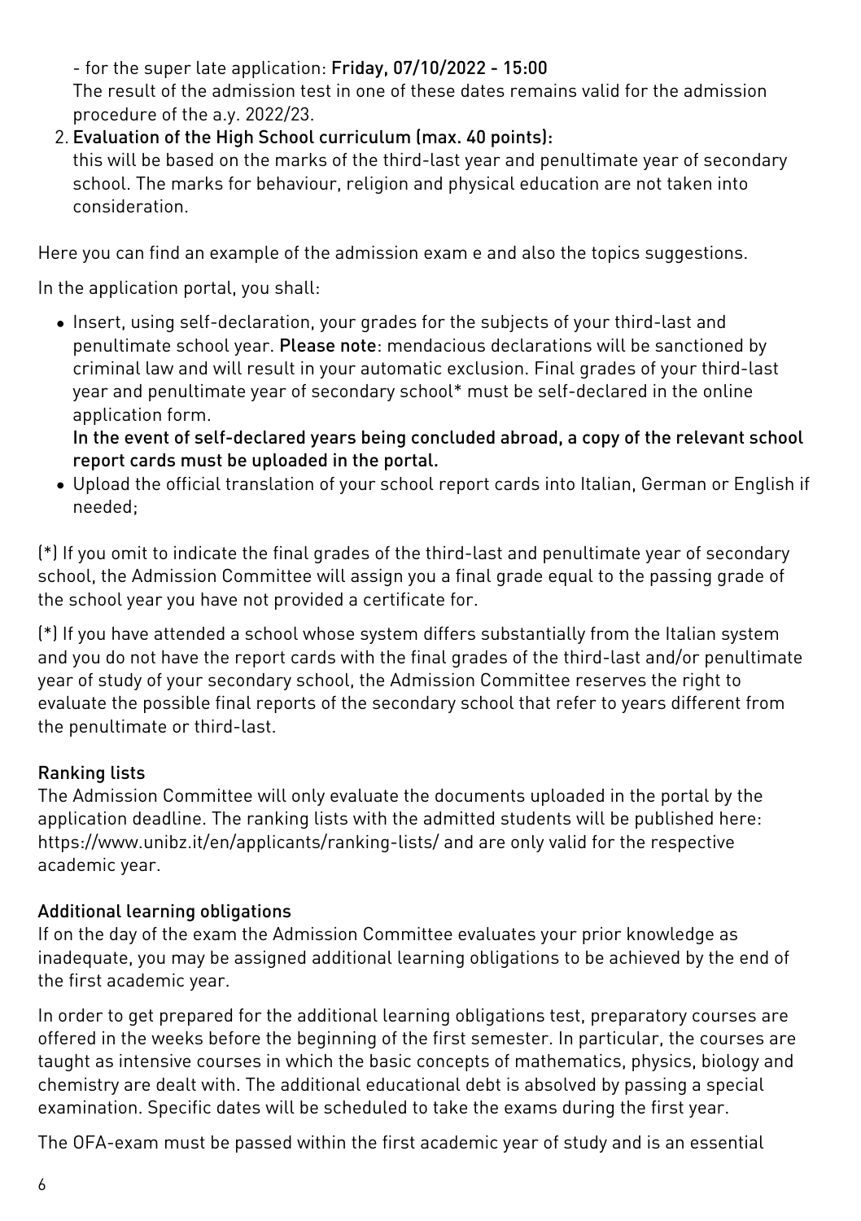- for the super late application: **Friday, 07/10/2022 - 15:00**
The result of the admission test in one of these dates remains valid for the admission procedure of the a.y. 2022/23.

2. **Evaluation of the High School curriculum (max. 40 points):**
this will be based on the marks of the third-last year and penultimate year of secondary school. The marks for behaviour, religion and physical education are not taken into consideration.

Here you can find an example of the admission exam e and also the topics suggestions.

In the application portal, you shall:

- Insert, using self-declaration, your grades for the subjects of your third-last and penultimate school year. **Please note**: mendacious declarations will be sanctioned by criminal law and will result in your automatic exclusion. Final grades of your third-last year and penultimate year of secondary school* must be self-declared in the online application form.
**In the event of self-declared years being concluded abroad, a copy of the relevant school report cards must be uploaded in the portal.**
- Upload the official translation of your school report cards into Italian, German or English if needed;

(*) If you omit to indicate the final grades of the third-last and penultimate year of secondary school, the Admission Committee will assign you a final grade equal to the passing grade of the school year you have not provided a certificate for.

(*) If you have attended a school whose system differs substantially from the Italian system and you do not have the report cards with the final grades of the third-last and/or penultimate year of study of your secondary school, the Admission Committee reserves the right to evaluate the possible final reports of the secondary school that refer to years different from the penultimate or third-last.

### Ranking lists

The Admission Committee will only evaluate the documents uploaded in the portal by the application deadline. The ranking lists with the admitted students will be published here: https://www.unibz.it/en/applicants/ranking-lists/ and are only valid for the respective academic year.

### Additional learning obligations

If on the day of the exam the Admission Committee evaluates your prior knowledge as inadequate, you may be assigned additional learning obligations to be achieved by the end of the first academic year.

In order to get prepared for the additional learning obligations test, preparatory courses are offered in the weeks before the beginning of the first semester. In particular, the courses are taught as intensive courses in which the basic concepts of mathematics, physics, biology and chemistry are dealt with. The additional educational debt is absolved by passing a special examination. Specific dates will be scheduled to take the exams during the first year.

The OFA-exam must be passed within the first academic year of study and is an essential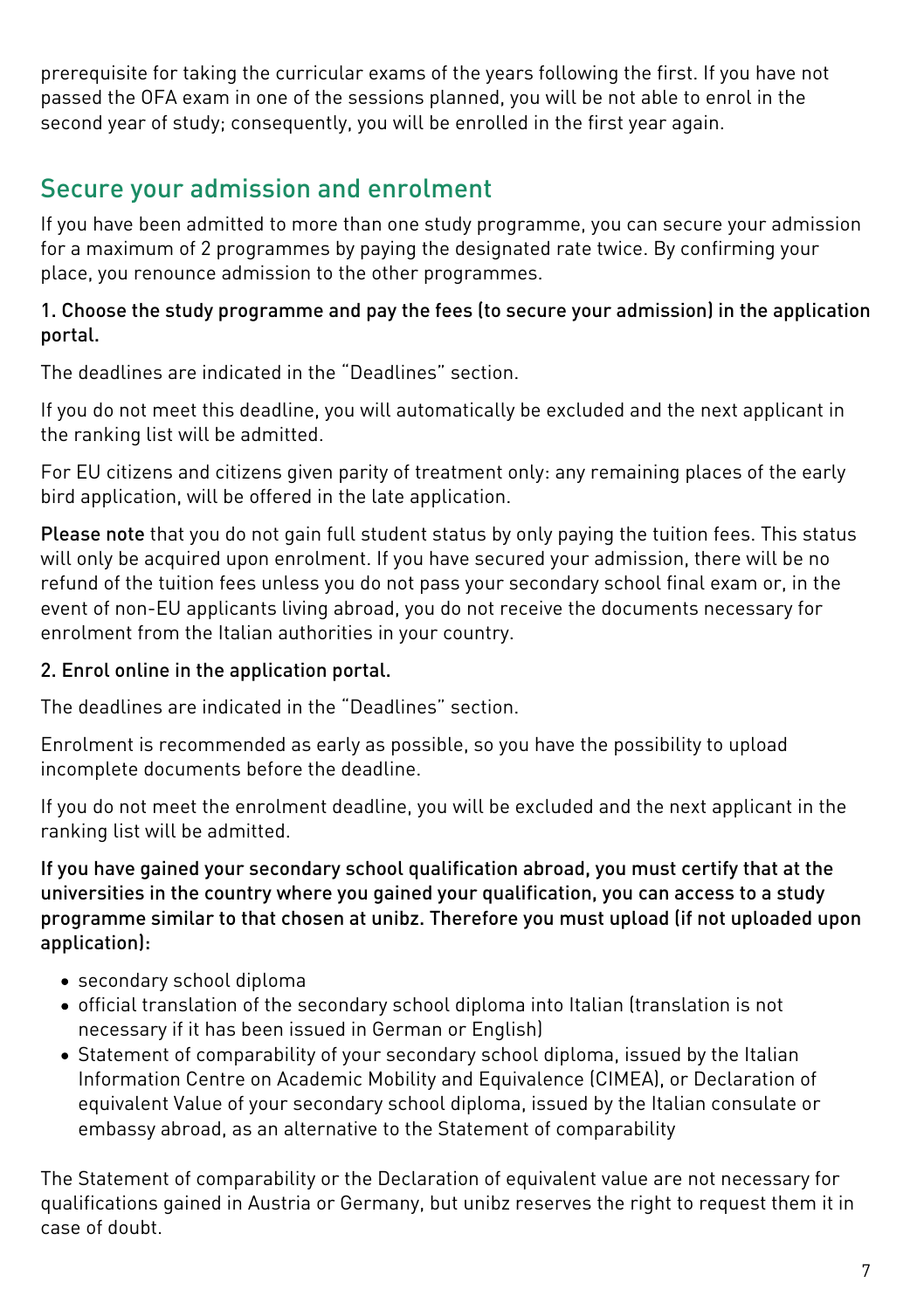prerequisite for taking the curricular exams of the years following the first. If you have not passed the OFA exam in one of the sessions planned, you will be not able to enrol in the second year of study; consequently, you will be enrolled in the first year again.

## Secure your admission and enrolment

If you have been admitted to more than one study programme, you can secure your admission for a maximum of 2 programmes by paying the designated rate twice. By confirming your place, you renounce admission to the other programmes.

#### 1. Choose the study programme and pay the fees (to secure your admission) in the application portal.

The deadlines are indicated in the "Deadlines" section.

If you do not meet this deadline, you will automatically be excluded and the next applicant in the ranking list will be admitted.

For EU citizens and citizens given parity of treatment only: any remaining places of the early bird application, will be offered in the late application.

**Please note** that you do not gain full student status by only paying the tuition fees. This status will only be acquired upon enrolment. If you have secured your admission, there will be no refund of the tuition fees unless you do not pass your secondary school final exam or, in the event of non-EU applicants living abroad, you do not receive the documents necessary for enrolment from the Italian authorities in your country.

#### 2. Enrol online in the application portal.

The deadlines are indicated in the "Deadlines" section.

Enrolment is recommended as early as possible, so you have the possibility to upload incomplete documents before the deadline.

If you do not meet the enrolment deadline, you will be excluded and the next applicant in the ranking list will be admitted.

**If you have gained your secondary school qualification abroad, you must certify that at the universities in the country where you gained your qualification, you can access to a study programme similar to that chosen at unibz. Therefore you must upload (if not uploaded upon application):**

- secondary school diploma
- official translation of the secondary school diploma into Italian (translation is not necessary if it has been issued in German or English)
- Statement of comparability of your secondary school diploma, issued by the Italian Information Centre on Academic Mobility and Equivalence (CIMEA), or Declaration of equivalent Value of your secondary school diploma, issued by the Italian consulate or embassy abroad, as an alternative to the Statement of comparability

The Statement of comparability or the Declaration of equivalent value are not necessary for qualifications gained in Austria or Germany, but unibz reserves the right to request them it in case of doubt.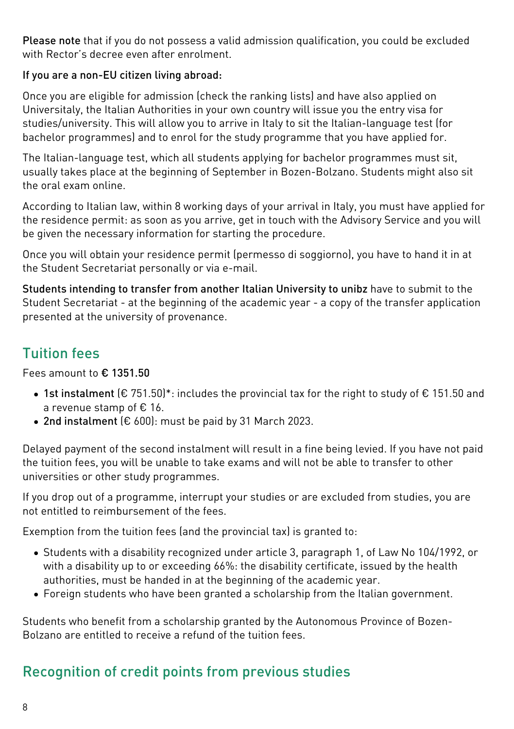**Please note** that if you do not possess a valid admission qualification, you could be excluded with Rector's decree even after enrolment.

**If you are a non-EU citizen living abroad:**

Once you are eligible for admission (check the ranking lists) and have also applied on Universitaly, the Italian Authorities in your own country will issue you the entry visa for studies/university. This will allow you to arrive in Italy to sit the Italian-language test (for bachelor programmes) and to enrol for the study programme that you have applied for.

The Italian-language test, which all students applying for bachelor programmes must sit, usually takes place at the beginning of September in Bozen-Bolzano. Students might also sit the oral exam online.

According to Italian law, within 8 working days of your arrival in Italy, you must have applied for the residence permit: as soon as you arrive, get in touch with the Advisory Service and you will be given the necessary information for starting the procedure.

Once you will obtain your residence permit (permesso di soggiorno), you have to hand it in at the Student Secretariat personally or via e-mail.

**Students intending to transfer from another Italian University to unibz** have to submit to the Student Secretariat - at the beginning of the academic year - a copy of the transfer application presented at the university of provenance.

## Tuition fees

Fees amount to **€ 1351.50**

- **1st instalment** (€ 751.50)*: includes the provincial tax for the right to study of € 151.50 and a revenue stamp of € 16.
- **2nd instalment** (€ 600): must be paid by 31 March 2023.

Delayed payment of the second instalment will result in a fine being levied. If you have not paid the tuition fees, you will be unable to take exams and will not be able to transfer to other universities or other study programmes.

If you drop out of a programme, interrupt your studies or are excluded from studies, you are not entitled to reimbursement of the fees.

Exemption from the tuition fees (and the provincial tax) is granted to:

- Students with a disability recognized under article 3, paragraph 1, of Law No 104/1992, or with a disability up to or exceeding 66%: the disability certificate, issued by the health authorities, must be handed in at the beginning of the academic year.
- Foreign students who have been granted a scholarship from the Italian government.

Students who benefit from a scholarship granted by the Autonomous Province of Bozen-Bolzano are entitled to receive a refund of the tuition fees.

## Recognition of credit points from previous studies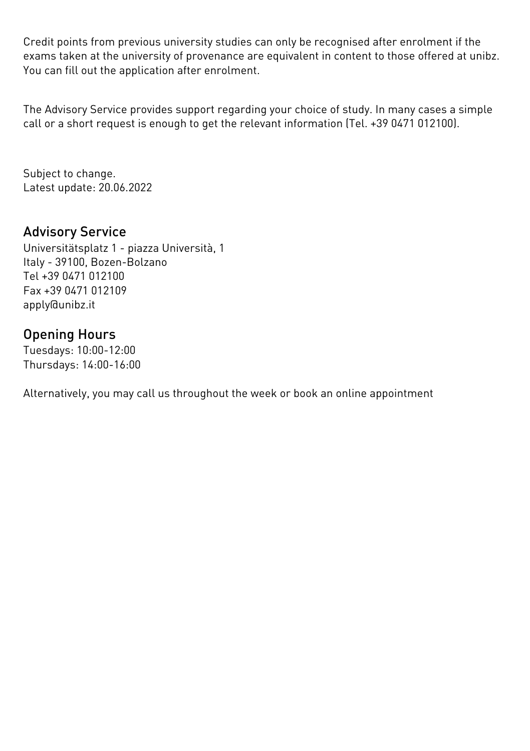Credit points from previous university studies can only be recognised after enrolment if the exams taken at the university of provenance are equivalent in content to those offered at unibz. You can fill out the application after enrolment.

The Advisory Service provides support regarding your choice of study. In many cases a simple call or a short request is enough to get the relevant information (Tel. +39 0471 012100).

Subject to change.
Latest update: 20.06.2022

## Advisory Service

Universitätsplatz 1 - piazza Università, 1
Italy - 39100, Bozen-Bolzano
Tel +39 0471 012100
Fax +39 0471 012109
apply@unibz.it

## Opening Hours

Tuesdays: 10:00-12:00
Thursdays: 14:00-16:00

Alternatively, you may call us throughout the week or book an online appointment